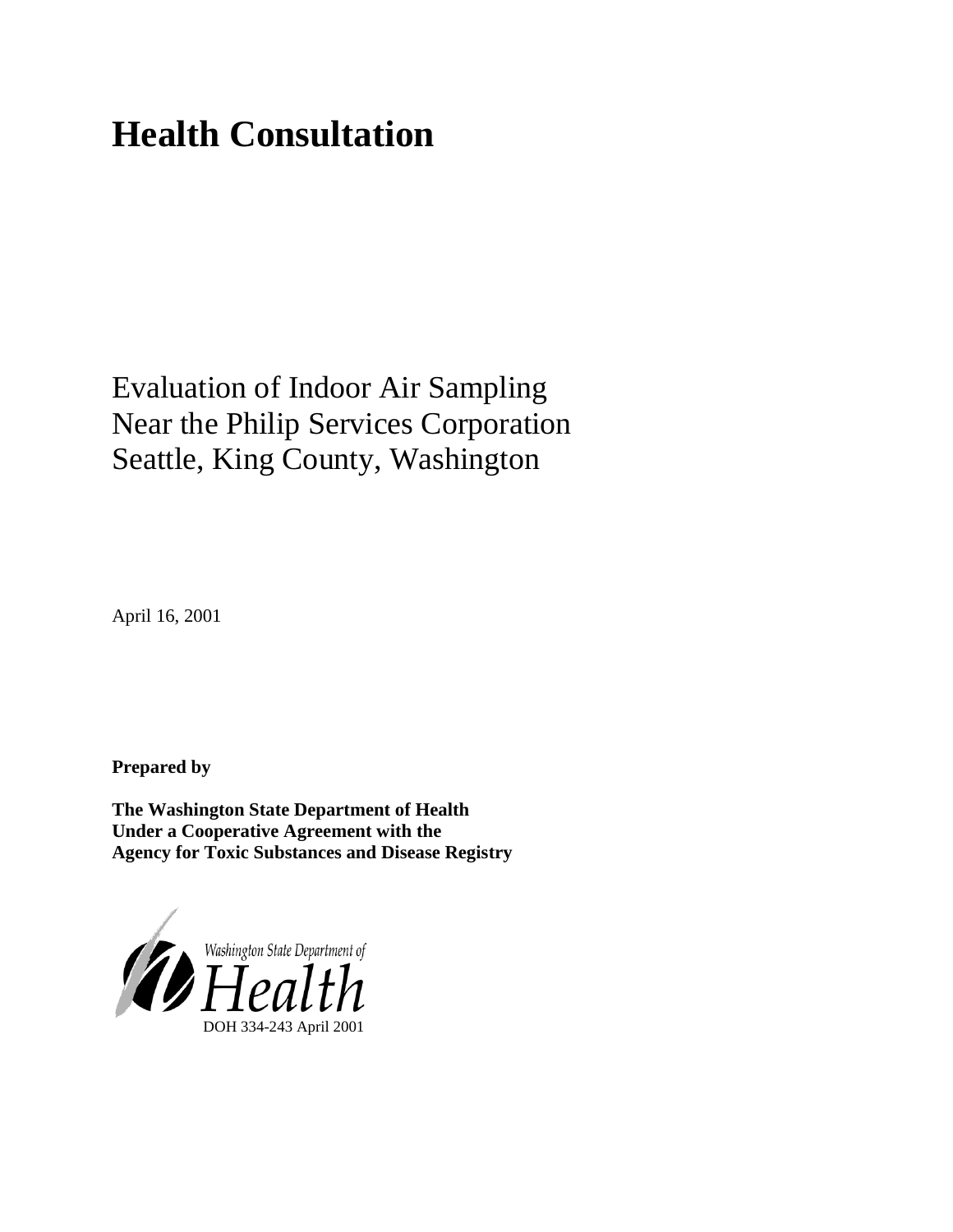# Health Consultation

Evaluation of Indoor Air Sampling
Near the Philip Services Corporation
Seattle, King County, Washington

April 16, 2001

**Prepared by**

**The Washington State Department of Health**
**Under a Cooperative Agreement with the**
**Agency for Toxic Substances and Disease Registry**

Washington State Department of Health

DOH 334-243 April 2001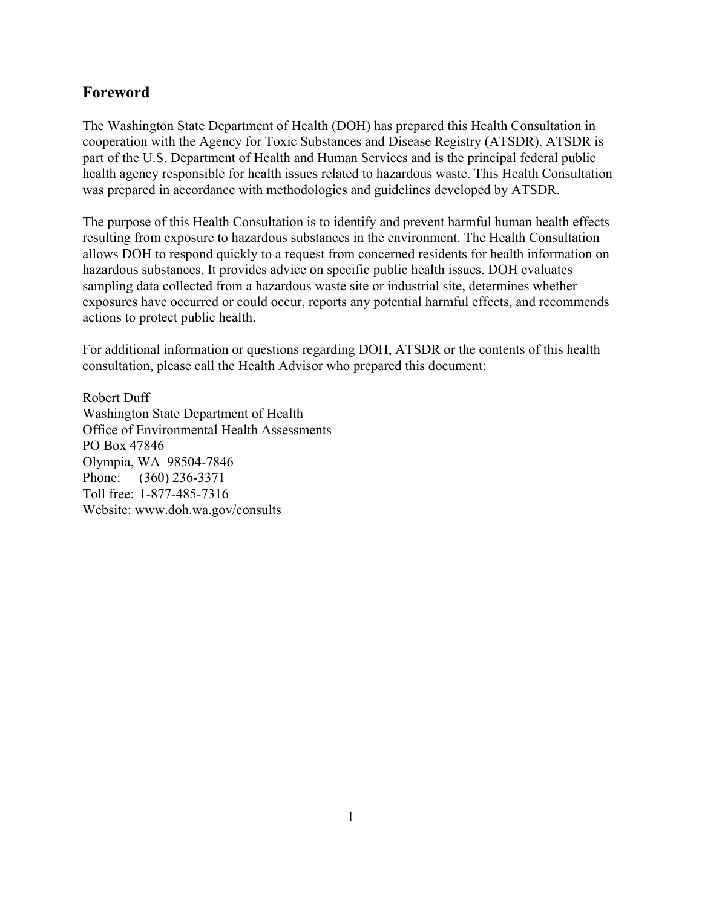## Foreword

The Washington State Department of Health (DOH) has prepared this Health Consultation in cooperation with the Agency for Toxic Substances and Disease Registry (ATSDR). ATSDR is part of the U.S. Department of Health and Human Services and is the principal federal public health agency responsible for health issues related to hazardous waste. This Health Consultation was prepared in accordance with methodologies and guidelines developed by ATSDR.

The purpose of this Health Consultation is to identify and prevent harmful human health effects resulting from exposure to hazardous substances in the environment. The Health Consultation allows DOH to respond quickly to a request from concerned residents for health information on hazardous substances. It provides advice on specific public health issues. DOH evaluates sampling data collected from a hazardous waste site or industrial site, determines whether exposures have occurred or could occur, reports any potential harmful effects, and recommends actions to protect public health.

For additional information or questions regarding DOH, ATSDR or the contents of this health consultation, please call the Health Advisor who prepared this document:

Robert Duff  
Washington State Department of Health  
Office of Environmental Health Assessments  
PO Box 47846  
Olympia, WA 98504-7846  
Phone: (360) 236-3371  
Toll free: 1-877-485-7316  
Website: www.doh.wa.gov/consults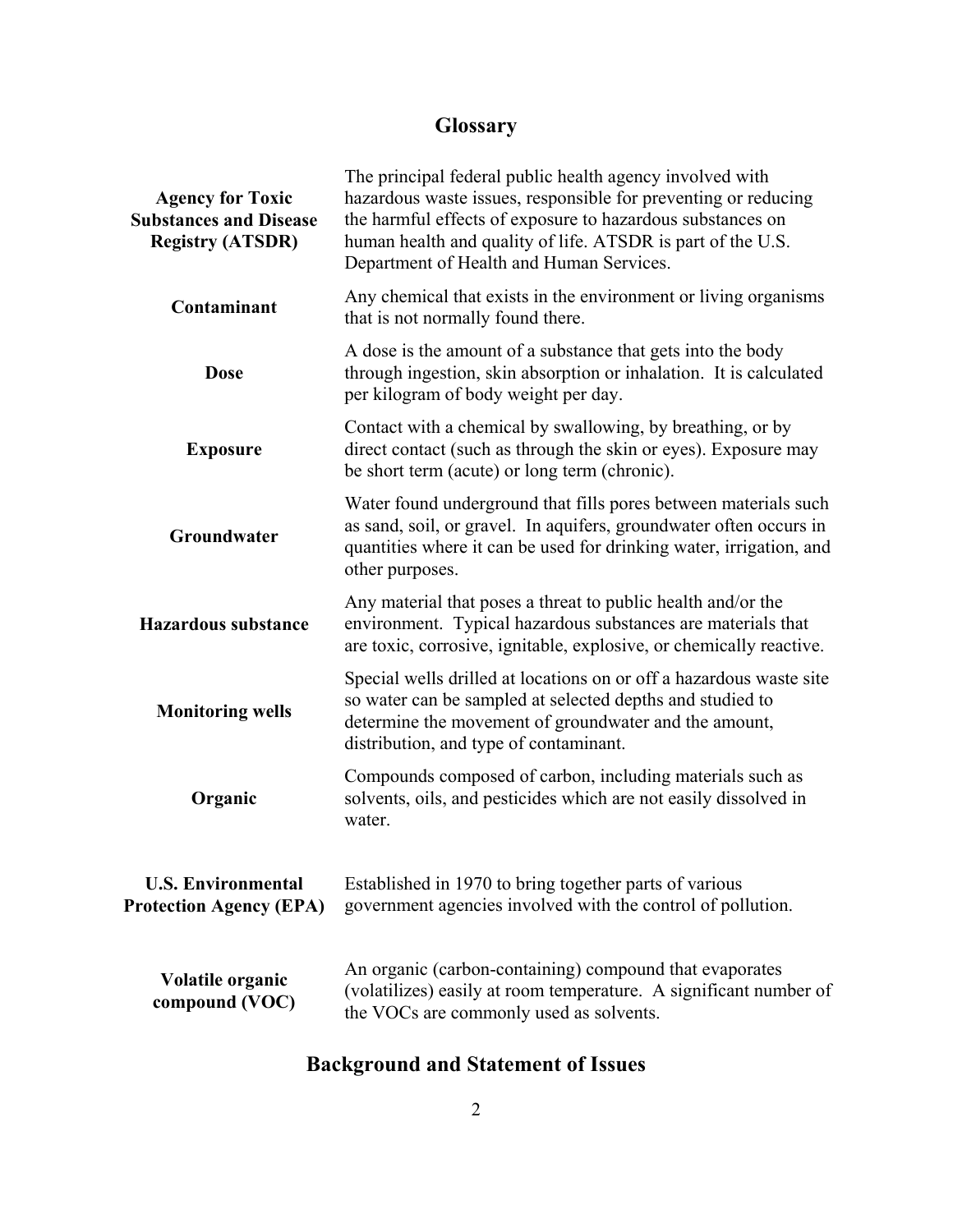## Glossary

| | |
|---|---|
| **Agency for Toxic Substances and Disease Registry (ATSDR)** | The principal federal public health agency involved with hazardous waste issues, responsible for preventing or reducing the harmful effects of exposure to hazardous substances on human health and quality of life. ATSDR is part of the U.S. Department of Health and Human Services. |
| **Contaminant** | Any chemical that exists in the environment or living organisms that is not normally found there. |
| **Dose** | A dose is the amount of a substance that gets into the body through ingestion, skin absorption or inhalation. It is calculated per kilogram of body weight per day. |
| **Exposure** | Contact with a chemical by swallowing, by breathing, or by direct contact (such as through the skin or eyes). Exposure may be short term (acute) or long term (chronic). |
| **Groundwater** | Water found underground that fills pores between materials such as sand, soil, or gravel. In aquifers, groundwater often occurs in quantities where it can be used for drinking water, irrigation, and other purposes. |
| **Hazardous substance** | Any material that poses a threat to public health and/or the environment. Typical hazardous substances are materials that are toxic, corrosive, ignitable, explosive, or chemically reactive. |
| **Monitoring wells** | Special wells drilled at locations on or off a hazardous waste site so water can be sampled at selected depths and studied to determine the movement of groundwater and the amount, distribution, and type of contaminant. |
| **Organic** | Compounds composed of carbon, including materials such as solvents, oils, and pesticides which are not easily dissolved in water. |
| **U.S. Environmental Protection Agency (EPA)** | Established in 1970 to bring together parts of various government agencies involved with the control of pollution. |
| **Volatile organic compound (VOC)** | An organic (carbon-containing) compound that evaporates (volatilizes) easily at room temperature. A significant number of the VOCs are commonly used as solvents. |

## Background and Statement of Issues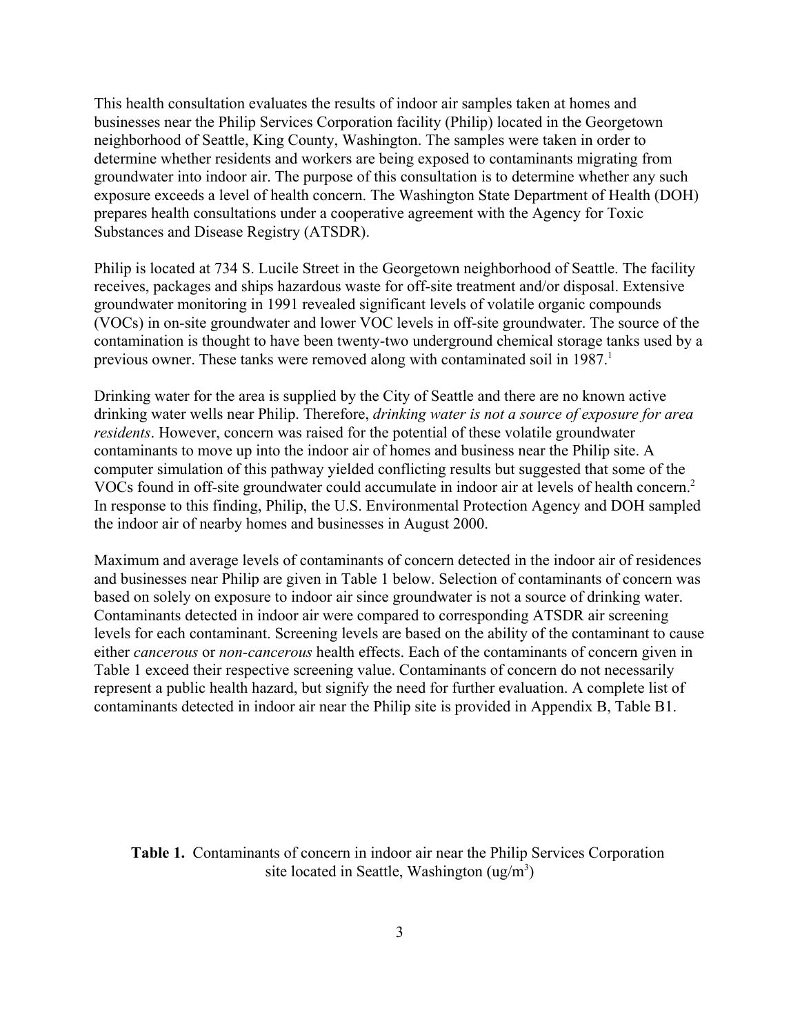This health consultation evaluates the results of indoor air samples taken at homes and businesses near the Philip Services Corporation facility (Philip) located in the Georgetown neighborhood of Seattle, King County, Washington. The samples were taken in order to determine whether residents and workers are being exposed to contaminants migrating from groundwater into indoor air. The purpose of this consultation is to determine whether any such exposure exceeds a level of health concern. The Washington State Department of Health (DOH) prepares health consultations under a cooperative agreement with the Agency for Toxic Substances and Disease Registry (ATSDR).

Philip is located at 734 S. Lucile Street in the Georgetown neighborhood of Seattle. The facility receives, packages and ships hazardous waste for off-site treatment and/or disposal. Extensive groundwater monitoring in 1991 revealed significant levels of volatile organic compounds (VOCs) in on-site groundwater and lower VOC levels in off-site groundwater. The source of the contamination is thought to have been twenty-two underground chemical storage tanks used by a previous owner. These tanks were removed along with contaminated soil in 1987.[1]

Drinking water for the area is supplied by the City of Seattle and there are no known active drinking water wells near Philip. Therefore, *drinking water is not a source of exposure for area residents*. However, concern was raised for the potential of these volatile groundwater contaminants to move up into the indoor air of homes and business near the Philip site. A computer simulation of this pathway yielded conflicting results but suggested that some of the VOCs found in off-site groundwater could accumulate in indoor air at levels of health concern.[2] In response to this finding, Philip, the U.S. Environmental Protection Agency and DOH sampled the indoor air of nearby homes and businesses in August 2000.

Maximum and average levels of contaminants of concern detected in the indoor air of residences and businesses near Philip are given in Table 1 below. Selection of contaminants of concern was based on solely on exposure to indoor air since groundwater is not a source of drinking water. Contaminants detected in indoor air were compared to corresponding ATSDR air screening levels for each contaminant. Screening levels are based on the ability of the contaminant to cause either *cancerous* or *non-cancerous* health effects. Each of the contaminants of concern given in Table 1 exceed their respective screening value. Contaminants of concern do not necessarily represent a public health hazard, but signify the need for further evaluation. A complete list of contaminants detected in indoor air near the Philip site is provided in Appendix B, Table B1.

**Table 1.** Contaminants of concern in indoor air near the Philip Services Corporation site located in Seattle, Washington (ug/m$^3$)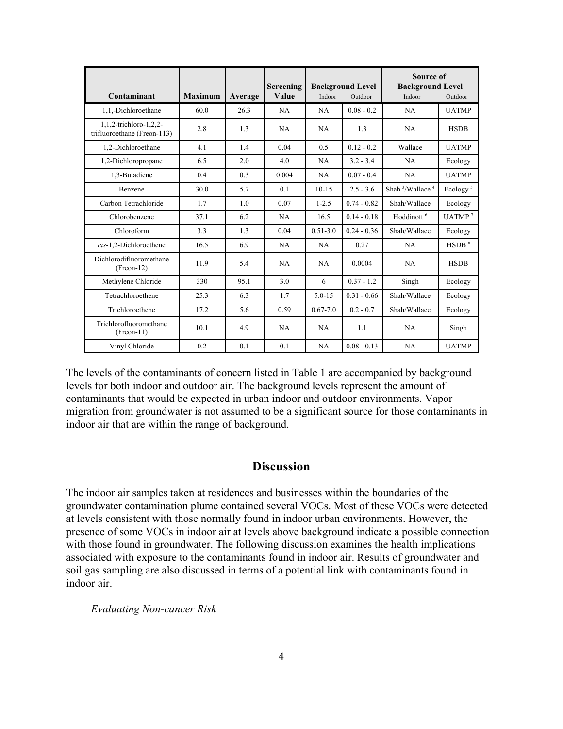| Contaminant | Maximum | Average | Screening Value | Background Level | | Source of Background Level | |
|---|---|---|---|---|---|---|---|
| | | | | Indoor | Outdoor | Indoor | Outdoor |
| 1,1,-Dichloroethane | 60.0 | 26.3 | NA | NA | 0.08 - 0.2 | NA | UATMP |
| 1,1,2-trichloro-1,2,2-trifluoroethane (Freon-113) | 2.8 | 1.3 | NA | NA | 1.3 | NA | HSDB |
| 1,2-Dichloroethane | 4.1 | 1.4 | 0.04 | 0.5 | 0.12 - 0.2 | Wallace | UATMP |
| 1,2-Dichloropropane | 6.5 | 2.0 | 4.0 | NA | 3.2 - 3.4 | NA | Ecology |
| 1,3-Butadiene | 0.4 | 0.3 | 0.004 | NA | 0.07 - 0.4 | NA | UATMP |
| Benzene | 30.0 | 5.7 | 0.1 | 10-15 | 2.5 - 3.6 | Shah [3]/Wallace [4] | Ecology [5] |
| Carbon Tetrachloride | 1.7 | 1.0 | 0.07 | 1-2.5 | 0.74 - 0.82 | Shah/Wallace | Ecology |
| Chlorobenzene | 37.1 | 6.2 | NA | 16.5 | 0.14 - 0.18 | Hoddinott [6] | UATMP [7] |
| Chloroform | 3.3 | 1.3 | 0.04 | 0.51-3.0 | 0.24 - 0.36 | Shah/Wallace | Ecology |
| *cis*-1,2-Dichloroethene | 16.5 | 6.9 | NA | NA | 0.27 | NA | HSDB [8] |
| Dichlorodifluoromethane (Freon-12) | 11.9 | 5.4 | NA | NA | 0.0004 | NA | HSDB |
| Methylene Chloride | 330 | 95.1 | 3.0 | 6 | 0.37 - 1.2 | Singh | Ecology |
| Tetrachloroethene | 25.3 | 6.3 | 1.7 | 5.0-15 | 0.31 - 0.66 | Shah/Wallace | Ecology |
| Trichloroethene | 17.2 | 5.6 | 0.59 | 0.67-7.0 | 0.2 - 0.7 | Shah/Wallace | Ecology |
| Trichlorofluoromethane (Freon-11) | 10.1 | 4.9 | NA | NA | 1.1 | NA | Singh |
| Vinyl Chloride | 0.2 | 0.1 | 0.1 | NA | 0.08 - 0.13 | NA | UATMP |

The levels of the contaminants of concern listed in Table 1 are accompanied by background levels for both indoor and outdoor air. The background levels represent the amount of contaminants that would be expected in urban indoor and outdoor environments. Vapor migration from groundwater is not assumed to be a significant source for those contaminants in indoor air that are within the range of background.

## Discussion

The indoor air samples taken at residences and businesses within the boundaries of the groundwater contamination plume contained several VOCs. Most of these VOCs were detected at levels consistent with those normally found in indoor urban environments. However, the presence of some VOCs in indoor air at levels above background indicate a possible connection with those found in groundwater. The following discussion examines the health implications associated with exposure to the contaminants found in indoor air. Results of groundwater and soil gas sampling are also discussed in terms of a potential link with contaminants found in indoor air.

*Evaluating Non-cancer Risk*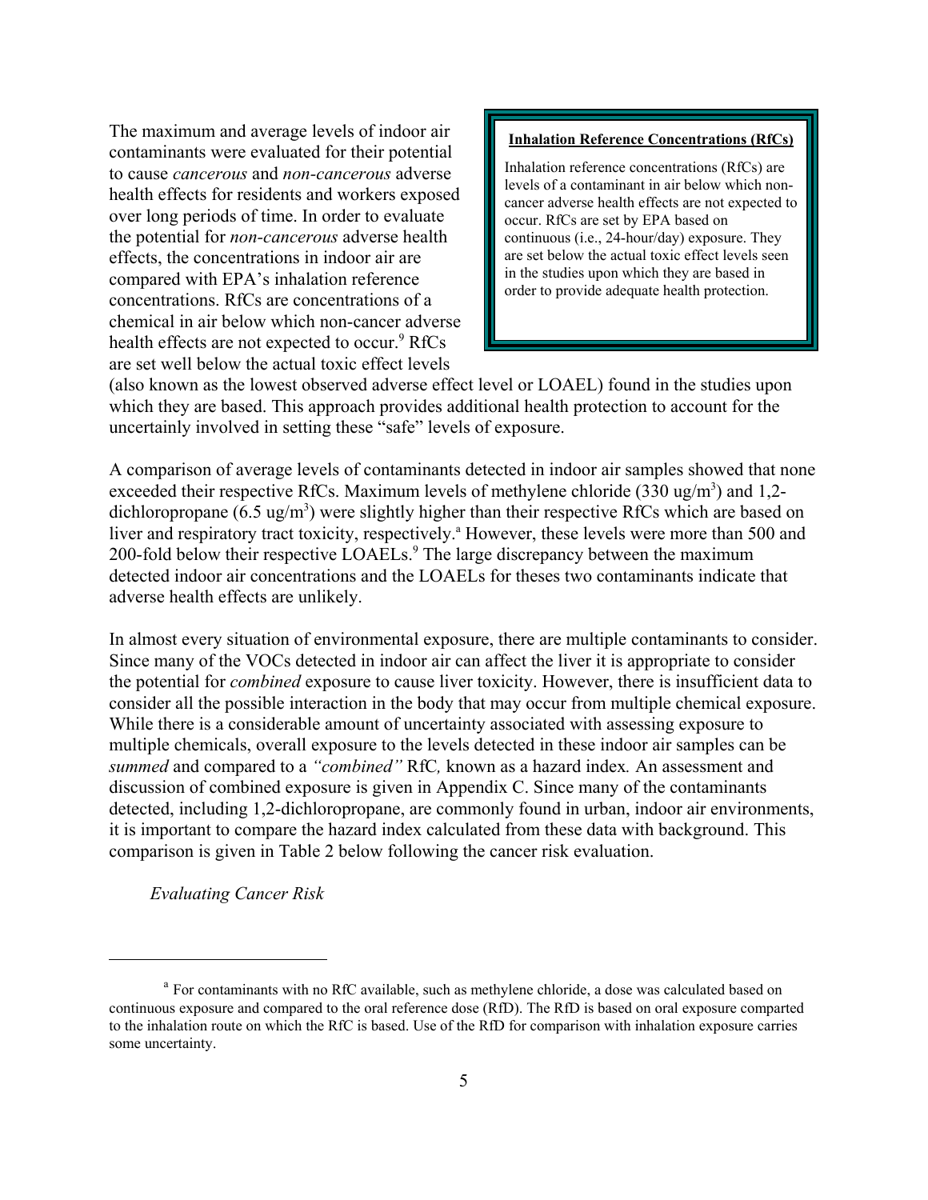The maximum and average levels of indoor air contaminants were evaluated for their potential to cause *cancerous* and *non-cancerous* adverse health effects for residents and workers exposed over long periods of time. In order to evaluate the potential for *non-cancerous* adverse health effects, the concentrations in indoor air are compared with EPA's inhalation reference concentrations. RfCs are concentrations of a chemical in air below which non-cancer adverse health effects are not expected to occur.[9] RfCs are set well below the actual toxic effect levels (also known as the lowest observed adverse effect level or LOAEL) found in the studies upon which they are based. This approach provides additional health protection to account for the uncertainly involved in setting these "safe" levels of exposure.

> **Inhalation Reference Concentrations (RfCs)**
>
> Inhalation reference concentrations (RfCs) are levels of a contaminant in air below which non-cancer adverse health effects are not expected to occur. RfCs are set by EPA based on continuous (i.e., 24-hour/day) exposure. They are set below the actual toxic effect levels seen in the studies upon which they are based in order to provide adequate health protection.

A comparison of average levels of contaminants detected in indoor air samples showed that none exceeded their respective RfCs. Maximum levels of methylene chloride (330 ug/m$^3$) and 1,2-dichloropropane (6.5 ug/m$^3$) were slightly higher than their respective RfCs which are based on liver and respiratory tract toxicity, respectively.[a] However, these levels were more than 500 and 200-fold below their respective LOAELs.[9] The large discrepancy between the maximum detected indoor air concentrations and the LOAELs for theses two contaminants indicate that adverse health effects are unlikely.

In almost every situation of environmental exposure, there are multiple contaminants to consider. Since many of the VOCs detected in indoor air can affect the liver it is appropriate to consider the potential for *combined* exposure to cause liver toxicity. However, there is insufficient data to consider all the possible interaction in the body that may occur from multiple chemical exposure. While there is a considerable amount of uncertainty associated with assessing exposure to multiple chemicals, overall exposure to the levels detected in these indoor air samples can be *summed* and compared to a *"combined"* RfC*,* known as a hazard index*.* An assessment and discussion of combined exposure is given in Appendix C. Since many of the contaminants detected, including 1,2-dichloropropane, are commonly found in urban, indoor air environments, it is important to compare the hazard index calculated from these data with background. This comparison is given in Table 2 below following the cancer risk evaluation.

*Evaluating Cancer Risk*

---

[a] For contaminants with no RfC available, such as methylene chloride, a dose was calculated based on continuous exposure and compared to the oral reference dose (RfD). The RfD is based on oral exposure comparted to the inhalation route on which the RfC is based. Use of the RfD for comparison with inhalation exposure carries some uncertainty.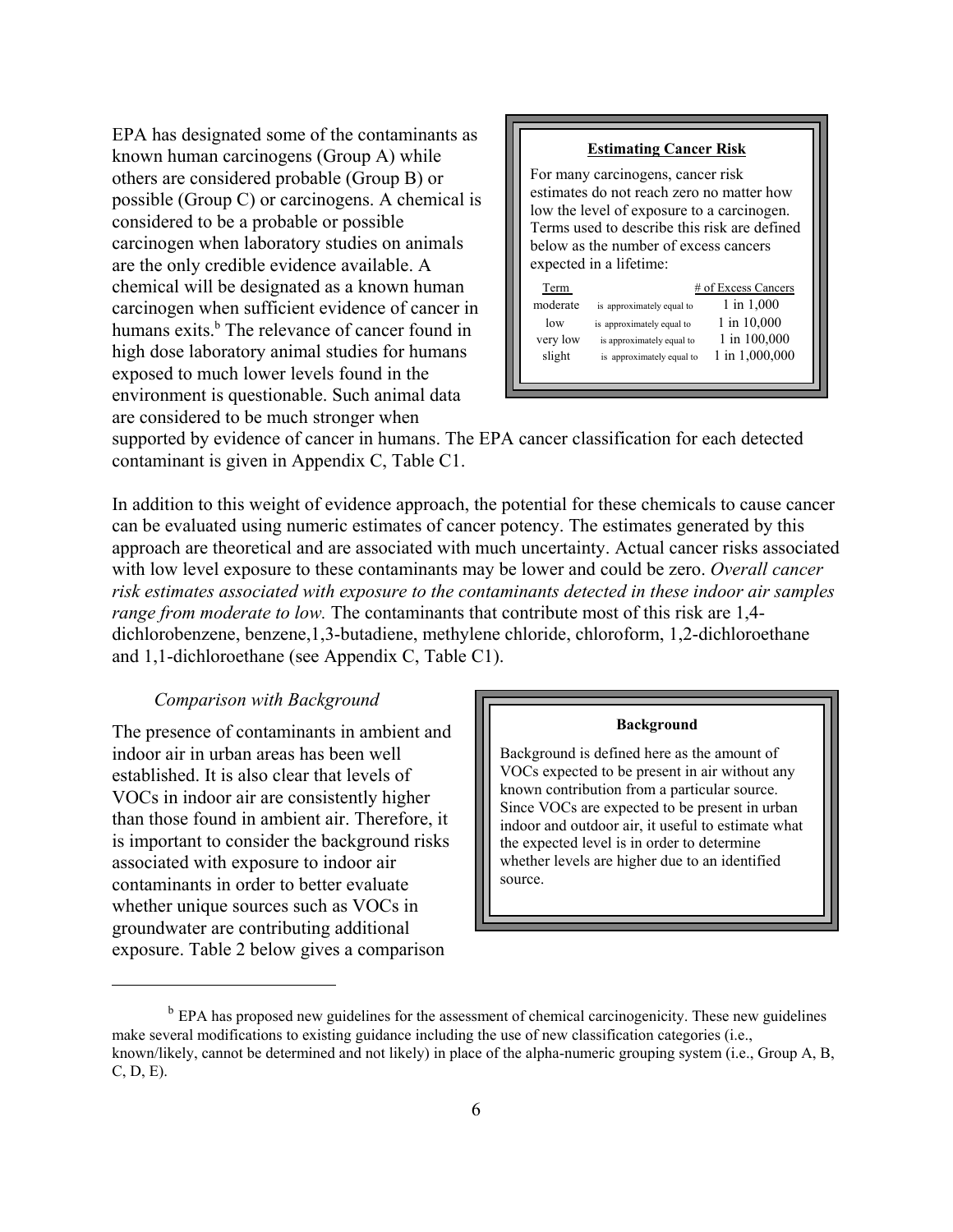EPA has designated some of the contaminants as known human carcinogens (Group A) while others are considered probable (Group B) or possible (Group C) or carcinogens. A chemical is considered to be a probable or possible carcinogen when laboratory studies on animals are the only credible evidence available. A chemical will be designated as a known human carcinogen when sufficient evidence of cancer in humans exits.[b] The relevance of cancer found in high dose laboratory animal studies for humans exposed to much lower levels found in the environment is questionable. Such animal data are considered to be much stronger when supported by evidence of cancer in humans. The EPA cancer classification for each detected contaminant is given in Appendix C, Table C1.

> **Estimating Cancer Risk**
>
> For many carcinogens, cancer risk estimates do not reach zero no matter how low the level of exposure to a carcinogen. Terms used to describe this risk are defined below as the number of excess cancers expected in a lifetime:
>
> | Term | | # of Excess Cancers |
> |---|---|---|
> | moderate | is approximately equal to | 1 in 1,000 |
> | low | is approximately equal to | 1 in 10,000 |
> | very low | is approximately equal to | 1 in 100,000 |
> | slight | is approximately equal to | 1 in 1,000,000 |

In addition to this weight of evidence approach, the potential for these chemicals to cause cancer can be evaluated using numeric estimates of cancer potency. The estimates generated by this approach are theoretical and are associated with much uncertainty. Actual cancer risks associated with low level exposure to these contaminants may be lower and could be zero. *Overall cancer risk estimates associated with exposure to the contaminants detected in these indoor air samples range from moderate to low.* The contaminants that contribute most of this risk are 1,4-dichlorobenzene, benzene,1,3-butadiene, methylene chloride, chloroform, 1,2-dichloroethane and 1,1-dichloroethane (see Appendix C, Table C1).

*Comparison with Background*

The presence of contaminants in ambient and indoor air in urban areas has been well established. It is also clear that levels of VOCs in indoor air are consistently higher than those found in ambient air. Therefore, it is important to consider the background risks associated with exposure to indoor air contaminants in order to better evaluate whether unique sources such as VOCs in groundwater are contributing additional exposure. Table 2 below gives a comparison

> **Background**
>
> Background is defined here as the amount of VOCs expected to be present in air without any known contribution from a particular source. Since VOCs are expected to be present in urban indoor and outdoor air, it useful to estimate what the expected level is in order to determine whether levels are higher due to an identified source.

---

[b] EPA has proposed new guidelines for the assessment of chemical carcinogenicity. These new guidelines make several modifications to existing guidance including the use of new classification categories (i.e., known/likely, cannot be determined and not likely) in place of the alpha-numeric grouping system (i.e., Group A, B, C, D, E).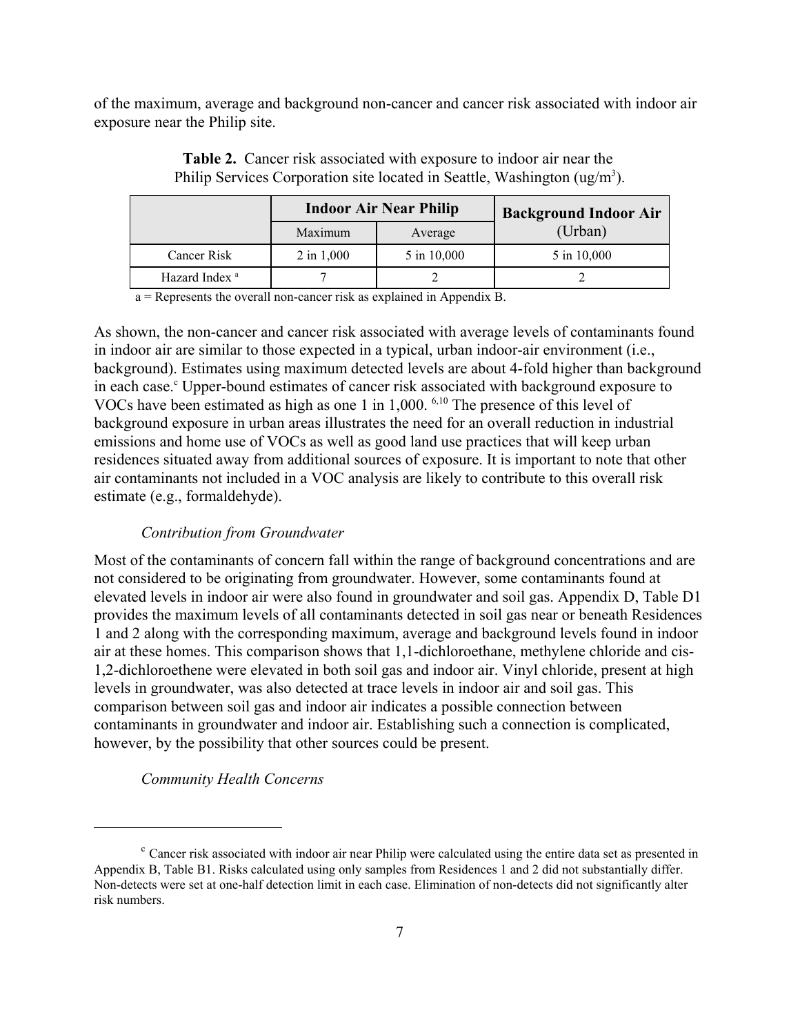of the maximum, average and background non-cancer and cancer risk associated with indoor air exposure near the Philip site.

**Table 2.** Cancer risk associated with exposure to indoor air near the Philip Services Corporation site located in Seattle, Washington (ug/m$^3$).

| | Indoor Air Near Philip | | Background Indoor Air (Urban) |
|---|---|---|---|
| | Maximum | Average | |
| Cancer Risk | 2 in 1,000 | 5 in 10,000 | 5 in 10,000 |
| Hazard Index [a] | 7 | 2 | 2 |

a = Represents the overall non-cancer risk as explained in Appendix B.

As shown, the non-cancer and cancer risk associated with average levels of contaminants found in indoor air are similar to those expected in a typical, urban indoor-air environment (i.e., background). Estimates using maximum detected levels are about 4-fold higher than background in each case.[c] Upper-bound estimates of cancer risk associated with background exposure to VOCs have been estimated as high as one 1 in 1,000. [6,10] The presence of this level of background exposure in urban areas illustrates the need for an overall reduction in industrial emissions and home use of VOCs as well as good land use practices that will keep urban residences situated away from additional sources of exposure. It is important to note that other air contaminants not included in a VOC analysis are likely to contribute to this overall risk estimate (e.g., formaldehyde).

*Contribution from Groundwater*

Most of the contaminants of concern fall within the range of background concentrations and are not considered to be originating from groundwater. However, some contaminants found at elevated levels in indoor air were also found in groundwater and soil gas. Appendix D, Table D1 provides the maximum levels of all contaminants detected in soil gas near or beneath Residences 1 and 2 along with the corresponding maximum, average and background levels found in indoor air at these homes. This comparison shows that 1,1-dichloroethane, methylene chloride and cis-1,2-dichloroethene were elevated in both soil gas and indoor air. Vinyl chloride, present at high levels in groundwater, was also detected at trace levels in indoor air and soil gas. This comparison between soil gas and indoor air indicates a possible connection between contaminants in groundwater and indoor air. Establishing such a connection is complicated, however, by the possibility that other sources could be present.

*Community Health Concerns*

---

[c] Cancer risk associated with indoor air near Philip were calculated using the entire data set as presented in Appendix B, Table B1. Risks calculated using only samples from Residences 1 and 2 did not substantially differ. Non-detects were set at one-half detection limit in each case. Elimination of non-detects did not significantly alter risk numbers.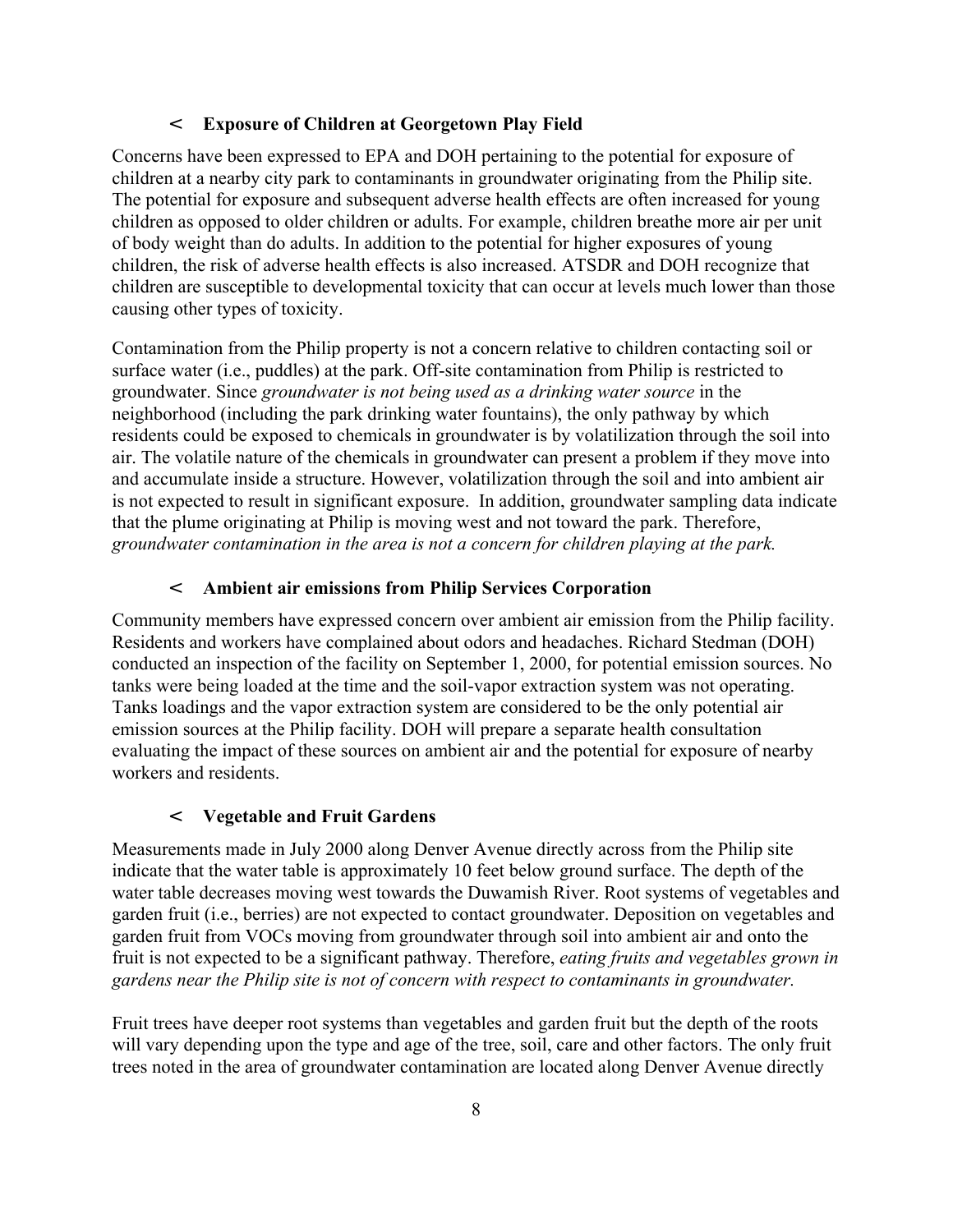### < Exposure of Children at Georgetown Play Field

Concerns have been expressed to EPA and DOH pertaining to the potential for exposure of children at a nearby city park to contaminants in groundwater originating from the Philip site. The potential for exposure and subsequent adverse health effects are often increased for young children as opposed to older children or adults. For example, children breathe more air per unit of body weight than do adults. In addition to the potential for higher exposures of young children, the risk of adverse health effects is also increased. ATSDR and DOH recognize that children are susceptible to developmental toxicity that can occur at levels much lower than those causing other types of toxicity.

Contamination from the Philip property is not a concern relative to children contacting soil or surface water (i.e., puddles) at the park. Off-site contamination from Philip is restricted to groundwater. Since *groundwater is not being used as a drinking water source* in the neighborhood (including the park drinking water fountains), the only pathway by which residents could be exposed to chemicals in groundwater is by volatilization through the soil into air. The volatile nature of the chemicals in groundwater can present a problem if they move into and accumulate inside a structure. However, volatilization through the soil and into ambient air is not expected to result in significant exposure. In addition, groundwater sampling data indicate that the plume originating at Philip is moving west and not toward the park. Therefore, *groundwater contamination in the area is not a concern for children playing at the park.*

### < Ambient air emissions from Philip Services Corporation

Community members have expressed concern over ambient air emission from the Philip facility. Residents and workers have complained about odors and headaches. Richard Stedman (DOH) conducted an inspection of the facility on September 1, 2000, for potential emission sources. No tanks were being loaded at the time and the soil-vapor extraction system was not operating. Tanks loadings and the vapor extraction system are considered to be the only potential air emission sources at the Philip facility. DOH will prepare a separate health consultation evaluating the impact of these sources on ambient air and the potential for exposure of nearby workers and residents.

### < Vegetable and Fruit Gardens

Measurements made in July 2000 along Denver Avenue directly across from the Philip site indicate that the water table is approximately 10 feet below ground surface. The depth of the water table decreases moving west towards the Duwamish River. Root systems of vegetables and garden fruit (i.e., berries) are not expected to contact groundwater. Deposition on vegetables and garden fruit from VOCs moving from groundwater through soil into ambient air and onto the fruit is not expected to be a significant pathway. Therefore, *eating fruits and vegetables grown in gardens near the Philip site is not of concern with respect to contaminants in groundwater.*

Fruit trees have deeper root systems than vegetables and garden fruit but the depth of the roots will vary depending upon the type and age of the tree, soil, care and other factors. The only fruit trees noted in the area of groundwater contamination are located along Denver Avenue directly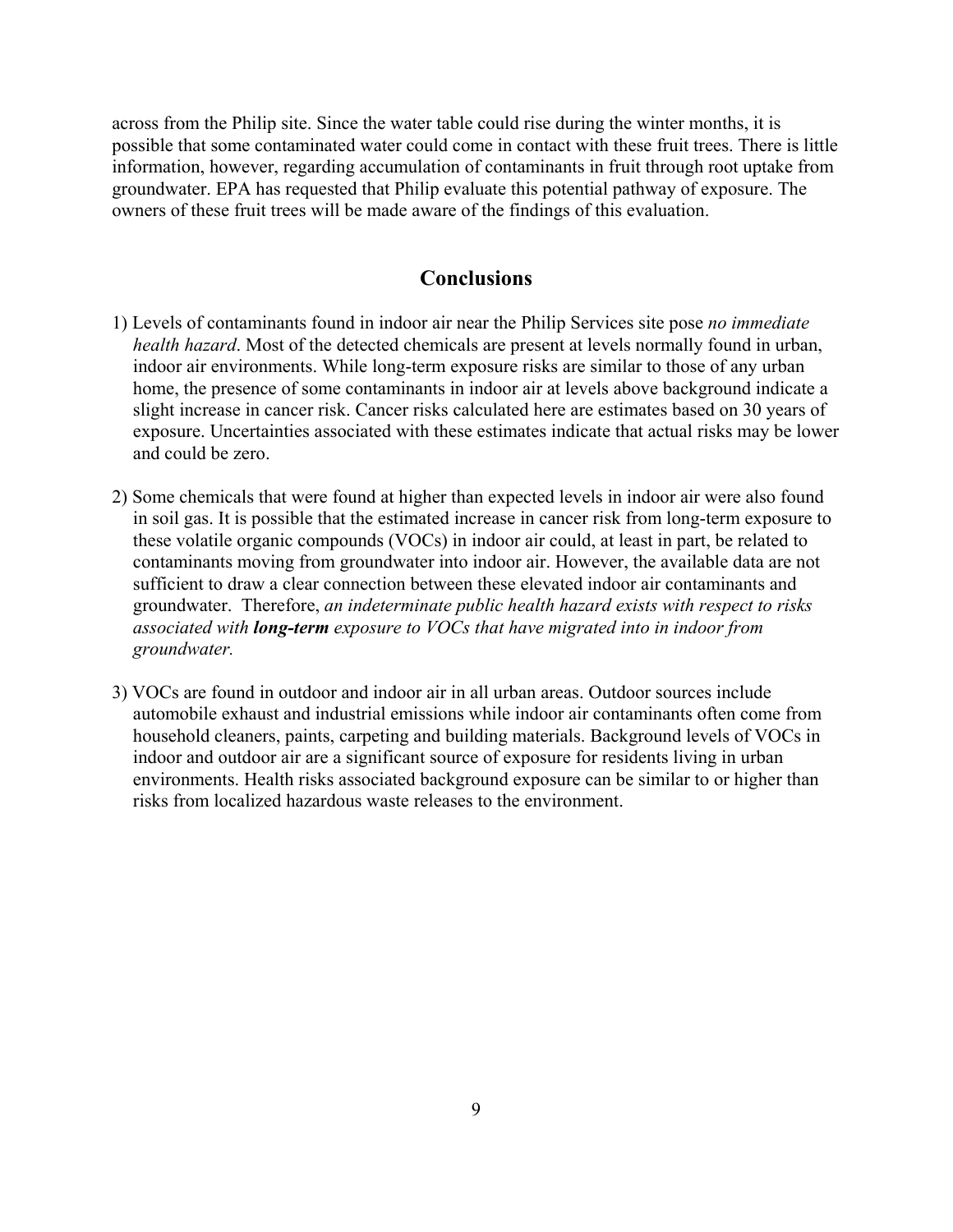across from the Philip site. Since the water table could rise during the winter months, it is possible that some contaminated water could come in contact with these fruit trees. There is little information, however, regarding accumulation of contaminants in fruit through root uptake from groundwater. EPA has requested that Philip evaluate this potential pathway of exposure. The owners of these fruit trees will be made aware of the findings of this evaluation.

## Conclusions

1) Levels of contaminants found in indoor air near the Philip Services site pose *no immediate health hazard*. Most of the detected chemicals are present at levels normally found in urban, indoor air environments. While long-term exposure risks are similar to those of any urban home, the presence of some contaminants in indoor air at levels above background indicate a slight increase in cancer risk. Cancer risks calculated here are estimates based on 30 years of exposure. Uncertainties associated with these estimates indicate that actual risks may be lower and could be zero.

2) Some chemicals that were found at higher than expected levels in indoor air were also found in soil gas. It is possible that the estimated increase in cancer risk from long-term exposure to these volatile organic compounds (VOCs) in indoor air could, at least in part, be related to contaminants moving from groundwater into indoor air. However, the available data are not sufficient to draw a clear connection between these elevated indoor air contaminants and groundwater. Therefore, *an indeterminate public health hazard exists with respect to risks associated with* ***long-term*** *exposure to VOCs that have migrated into in indoor from groundwater.*

3) VOCs are found in outdoor and indoor air in all urban areas. Outdoor sources include automobile exhaust and industrial emissions while indoor air contaminants often come from household cleaners, paints, carpeting and building materials. Background levels of VOCs in indoor and outdoor air are a significant source of exposure for residents living in urban environments. Health risks associated background exposure can be similar to or higher than risks from localized hazardous waste releases to the environment.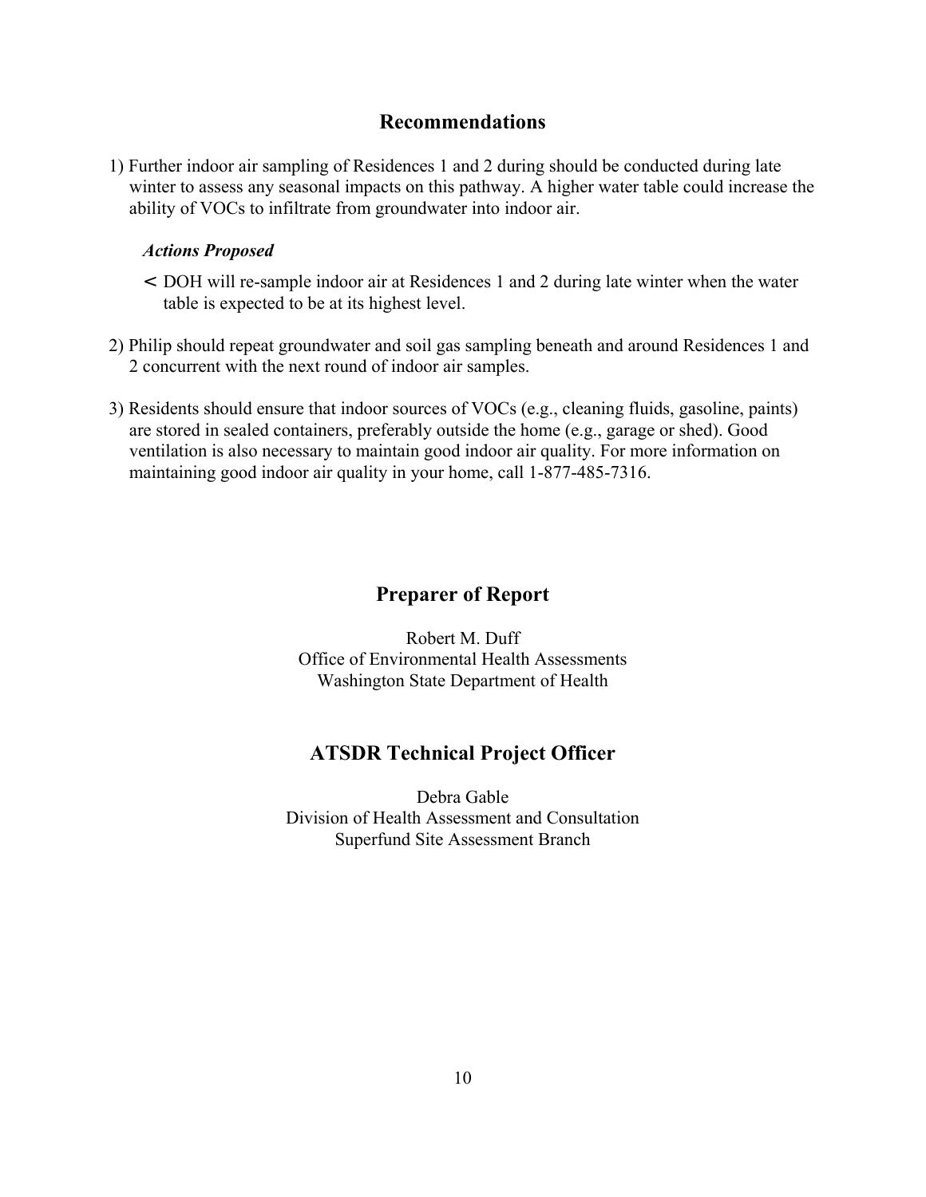## Recommendations

1) Further indoor air sampling of Residences 1 and 2 during should be conducted during late winter to assess any seasonal impacts on this pathway. A higher water table could increase the ability of VOCs to infiltrate from groundwater into indoor air.

   ***Actions Proposed***

   - DOH will re-sample indoor air at Residences 1 and 2 during late winter when the water table is expected to be at its highest level.

2) Philip should repeat groundwater and soil gas sampling beneath and around Residences 1 and 2 concurrent with the next round of indoor air samples.

3) Residents should ensure that indoor sources of VOCs (e.g., cleaning fluids, gasoline, paints) are stored in sealed containers, preferably outside the home (e.g., garage or shed). Good ventilation is also necessary to maintain good indoor air quality. For more information on maintaining good indoor air quality in your home, call 1-877-485-7316.

## Preparer of Report

Robert M. Duff
Office of Environmental Health Assessments
Washington State Department of Health

## ATSDR Technical Project Officer

Debra Gable
Division of Health Assessment and Consultation
Superfund Site Assessment Branch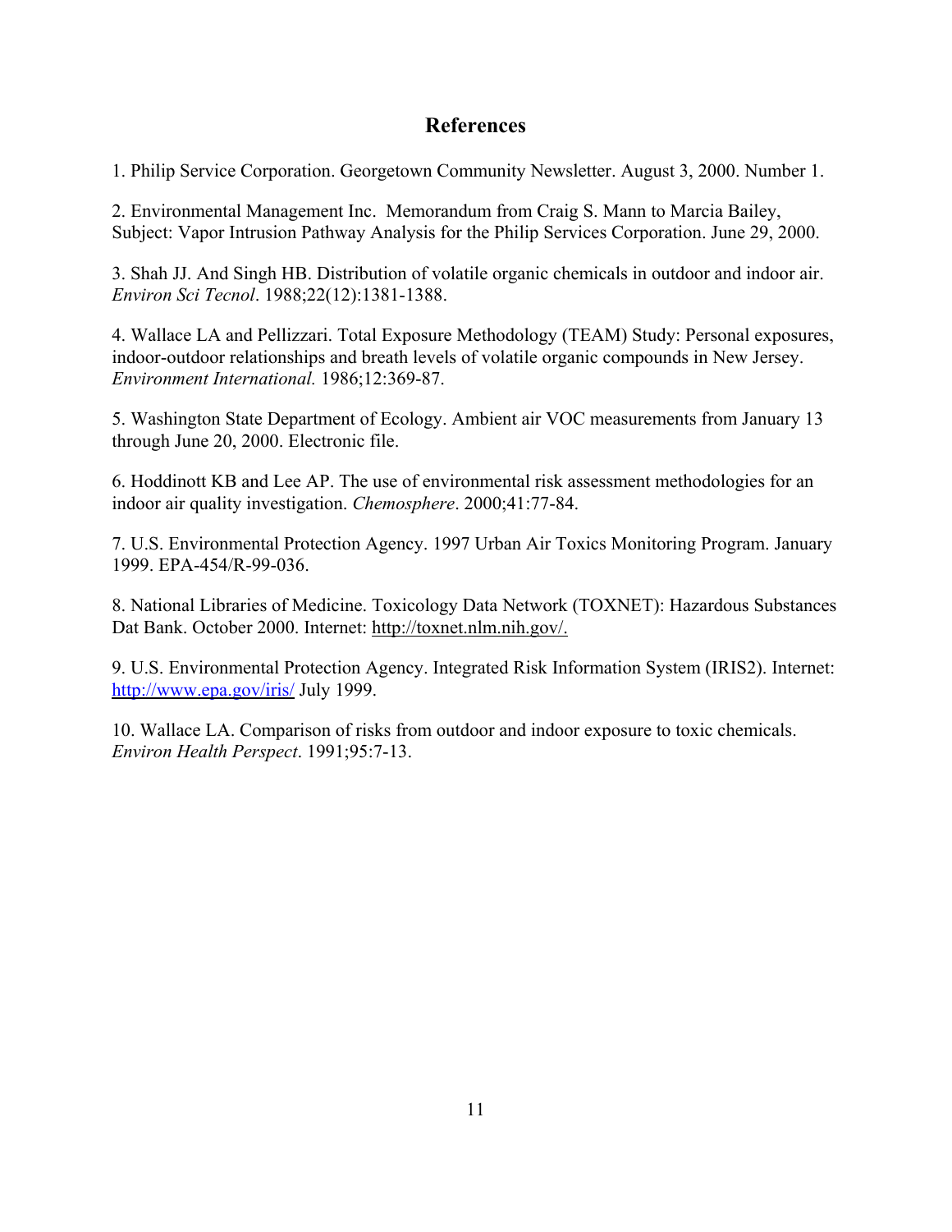## References

1. Philip Service Corporation. Georgetown Community Newsletter. August 3, 2000. Number 1.

2. Environmental Management Inc. Memorandum from Craig S. Mann to Marcia Bailey, Subject: Vapor Intrusion Pathway Analysis for the Philip Services Corporation. June 29, 2000.

3. Shah JJ. And Singh HB. Distribution of volatile organic chemicals in outdoor and indoor air. *Environ Sci Tecnol*. 1988;22(12):1381-1388.

4. Wallace LA and Pellizzari. Total Exposure Methodology (TEAM) Study: Personal exposures, indoor-outdoor relationships and breath levels of volatile organic compounds in New Jersey. *Environment International.* 1986;12:369-87.

5. Washington State Department of Ecology. Ambient air VOC measurements from January 13 through June 20, 2000. Electronic file.

6. Hoddinott KB and Lee AP. The use of environmental risk assessment methodologies for an indoor air quality investigation. *Chemosphere*. 2000;41:77-84.

7. U.S. Environmental Protection Agency. 1997 Urban Air Toxics Monitoring Program. January 1999. EPA-454/R-99-036.

8. National Libraries of Medicine. Toxicology Data Network (TOXNET): Hazardous Substances Dat Bank. October 2000. Internet: http://toxnet.nlm.nih.gov/.

9. U.S. Environmental Protection Agency. Integrated Risk Information System (IRIS2). Internet: http://www.epa.gov/iris/ July 1999.

10. Wallace LA. Comparison of risks from outdoor and indoor exposure to toxic chemicals. *Environ Health Perspect*. 1991;95:7-13.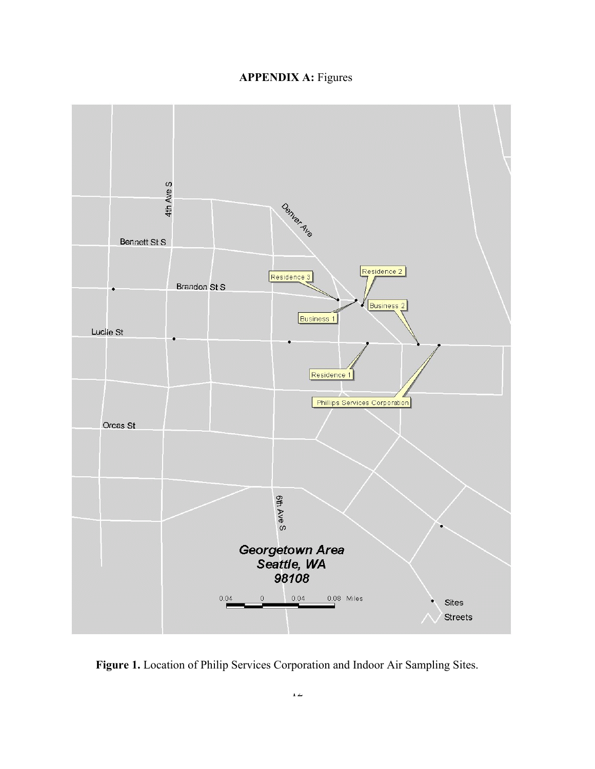**APPENDIX A:** Figures

Georgetown Area
Seattle, WA
98108

**Figure 1.** Location of Philip Services Corporation and Indoor Air Sampling Sites.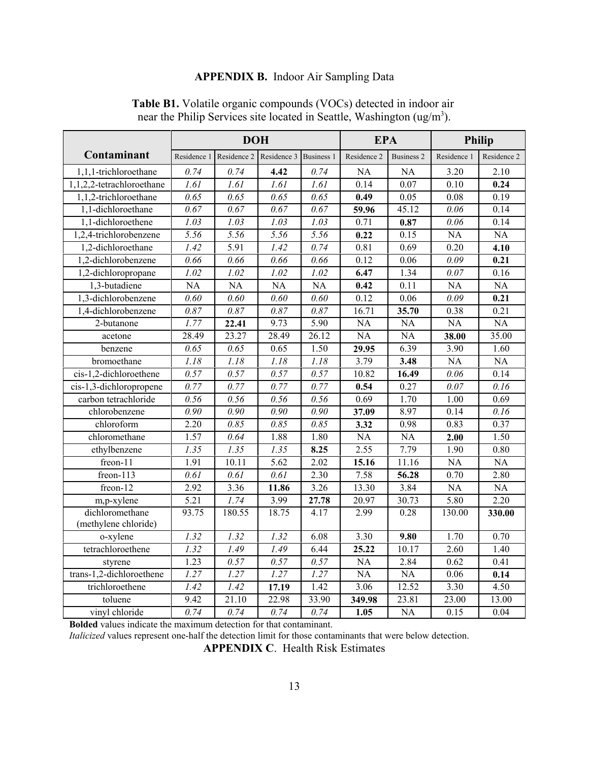## APPENDIX B. Indoor Air Sampling Data

**Table B1.** Volatile organic compounds (VOCs) detected in indoor air near the Philip Services site located in Seattle, Washington (ug/m$^3$).

| Contaminant | DOH | | | | EPA | | Philip | |
|---|---|---|---|---|---|---|---|---|
| | Residence 1 | Residence 2 | Residence 3 | Business 1 | Residence 2 | Business 2 | Residence 1 | Residence 2 |
| 1,1,1-trichloroethane | *0.74* | *0.74* | **4.42** | *0.74* | NA | NA | 3.20 | 2.10 |
| 1,1,2,2-tetrachloroethane | *1.61* | *1.61* | *1.61* | *1.61* | 0.14 | 0.07 | 0.10 | **0.24** |
| 1,1,2-trichloroethane | *0.65* | *0.65* | *0.65* | *0.65* | **0.49** | 0.05 | 0.08 | 0.19 |
| 1,1-dichloroethane | *0.67* | *0.67* | *0.67* | *0.67* | **59.96** | 45.12 | *0.06* | 0.14 |
| 1,1-dichloroethene | *1.03* | *1.03* | *1.03* | *1.03* | 0.71 | **0.87** | *0.06* | 0.14 |
| 1,2,4-trichlorobenzene | *5.56* | *5.56* | *5.56* | *5.56* | **0.22** | 0.15 | NA | NA |
| 1,2-dichloroethane | *1.42* | 5.91 | *1.42* | *0.74* | 0.81 | 0.69 | 0.20 | **4.10** |
| 1,2-dichlorobenzene | *0.66* | *0.66* | *0.66* | *0.66* | 0.12 | 0.06 | *0.09* | **0.21** |
| 1,2-dichloropropane | *1.02* | *1.02* | *1.02* | *1.02* | **6.47** | 1.34 | *0.07* | 0.16 |
| 1,3-butadiene | NA | NA | NA | NA | **0.42** | 0.11 | NA | NA |
| 1,3-dichlorobenzene | *0.60* | *0.60* | *0.60* | *0.60* | 0.12 | 0.06 | *0.09* | **0.21** |
| 1,4-dichlorobenzene | *0.87* | *0.87* | *0.87* | *0.87* | 16.71 | **35.70** | 0.38 | 0.21 |
| 2-butanone | *1.77* | **22.41** | 9.73 | 5.90 | NA | NA | NA | NA |
| acetone | 28.49 | 23.27 | 28.49 | 26.12 | NA | NA | **38.00** | 35.00 |
| benzene | *0.65* | *0.65* | 0.65 | 1.50 | **29.95** | 6.39 | 3.90 | 1.60 |
| bromoethane | *1.18* | *1.18* | *1.18* | *1.18* | 3.79 | **3.48** | NA | NA |
| cis-1,2-dichloroethene | *0.57* | *0.57* | *0.57* | *0.57* | 10.82 | **16.49** | *0.06* | 0.14 |
| cis-1,3-dichloropropene | *0.77* | *0.77* | *0.77* | *0.77* | **0.54** | 0.27 | *0.07* | *0.16* |
| carbon tetrachloride | *0.56* | *0.56* | *0.56* | *0.56* | 0.69 | 1.70 | 1.00 | 0.69 |
| chlorobenzene | *0.90* | *0.90* | *0.90* | *0.90* | **37.09** | 8.97 | 0.14 | *0.16* |
| chloroform | 2.20 | *0.85* | *0.85* | *0.85* | **3.32** | 0.98 | 0.83 | 0.37 |
| chloromethane | 1.57 | *0.64* | 1.88 | 1.80 | NA | NA | **2.00** | 1.50 |
| ethylbenzene | *1.35* | *1.35* | *1.35* | **8.25** | 2.55 | 7.79 | 1.90 | 0.80 |
| freon-11 | 1.91 | 10.11 | 5.62 | 2.02 | **15.16** | 11.16 | NA | NA |
| freon-113 | *0.61* | *0.61* | *0.61* | 2.30 | 7.58 | **56.28** | 0.70 | 2.80 |
| freon-12 | 2.92 | 3.36 | **11.86** | 3.26 | 13.30 | 3.84 | NA | NA |
| m,p-xylene | 5.21 | *1.74* | 3.99 | **27.78** | 20.97 | 30.73 | 5.80 | 2.20 |
| dichloromethane (methylene chloride) | 93.75 | 180.55 | 18.75 | 4.17 | 2.99 | 0.28 | 130.00 | **330.00** |
| o-xylene | *1.32* | *1.32* | *1.32* | 6.08 | 3.30 | **9.80** | 1.70 | 0.70 |
| tetrachloroethene | *1.32* | *1.49* | *1.49* | 6.44 | **25.22** | 10.17 | 2.60 | 1.40 |
| styrene | 1.23 | *0.57* | *0.57* | *0.57* | NA | 2.84 | 0.62 | 0.41 |
| trans-1,2-dichloroethene | *1.27* | *1.27* | *1.27* | *1.27* | NA | NA | 0.06 | **0.14** |
| trichloroethene | *1.42* | *1.42* | **17.19** | 1.42 | 3.06 | 12.52 | 3.30 | 4.50 |
| toluene | 9.42 | 21.10 | 22.98 | 33.90 | **349.98** | 23.81 | 23.00 | 13.00 |
| vinyl chloride | *0.74* | *0.74* | *0.74* | *0.74* | **1.05** | NA | 0.15 | 0.04 |

**Bolded** values indicate the maximum detection for that contaminant.
*Italicized* values represent one-half the detection limit for those contaminants that were below detection.

## APPENDIX C. Health Risk Estimates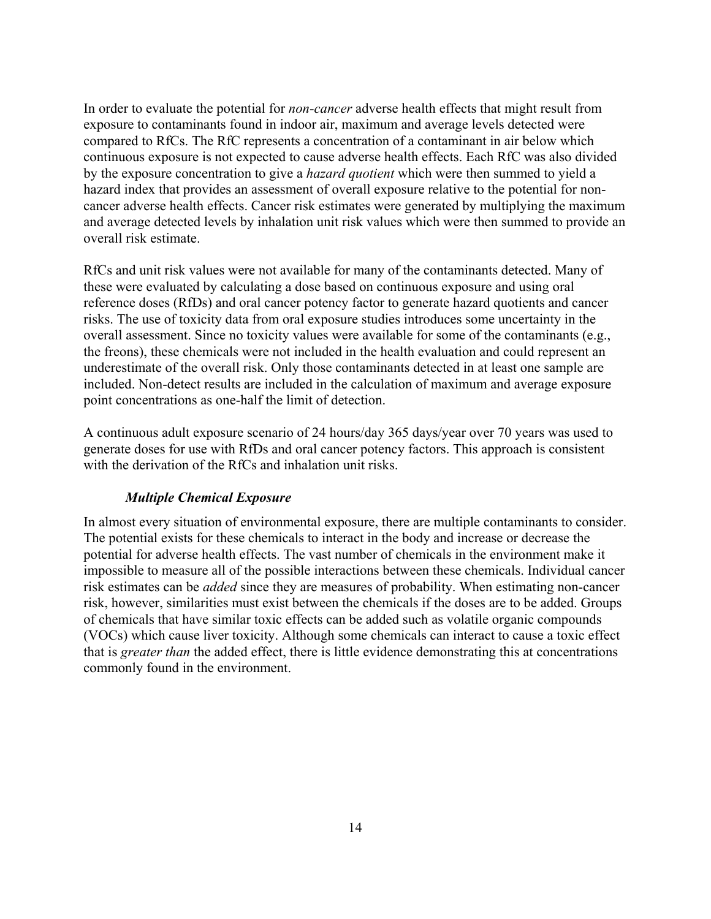In order to evaluate the potential for *non-cancer* adverse health effects that might result from exposure to contaminants found in indoor air, maximum and average levels detected were compared to RfCs. The RfC represents a concentration of a contaminant in air below which continuous exposure is not expected to cause adverse health effects. Each RfC was also divided by the exposure concentration to give a *hazard quotient* which were then summed to yield a hazard index that provides an assessment of overall exposure relative to the potential for non-cancer adverse health effects. Cancer risk estimates were generated by multiplying the maximum and average detected levels by inhalation unit risk values which were then summed to provide an overall risk estimate.

RfCs and unit risk values were not available for many of the contaminants detected. Many of these were evaluated by calculating a dose based on continuous exposure and using oral reference doses (RfDs) and oral cancer potency factor to generate hazard quotients and cancer risks. The use of toxicity data from oral exposure studies introduces some uncertainty in the overall assessment. Since no toxicity values were available for some of the contaminants (e.g., the freons), these chemicals were not included in the health evaluation and could represent an underestimate of the overall risk. Only those contaminants detected in at least one sample are included. Non-detect results are included in the calculation of maximum and average exposure point concentrations as one-half the limit of detection.

A continuous adult exposure scenario of 24 hours/day 365 days/year over 70 years was used to generate doses for use with RfDs and oral cancer potency factors. This approach is consistent with the derivation of the RfCs and inhalation unit risks.

### *Multiple Chemical Exposure*

In almost every situation of environmental exposure, there are multiple contaminants to consider. The potential exists for these chemicals to interact in the body and increase or decrease the potential for adverse health effects. The vast number of chemicals in the environment make it impossible to measure all of the possible interactions between these chemicals. Individual cancer risk estimates can be *added* since they are measures of probability. When estimating non-cancer risk, however, similarities must exist between the chemicals if the doses are to be added. Groups of chemicals that have similar toxic effects can be added such as volatile organic compounds (VOCs) which cause liver toxicity. Although some chemicals can interact to cause a toxic effect that is *greater than* the added effect, there is little evidence demonstrating this at concentrations commonly found in the environment.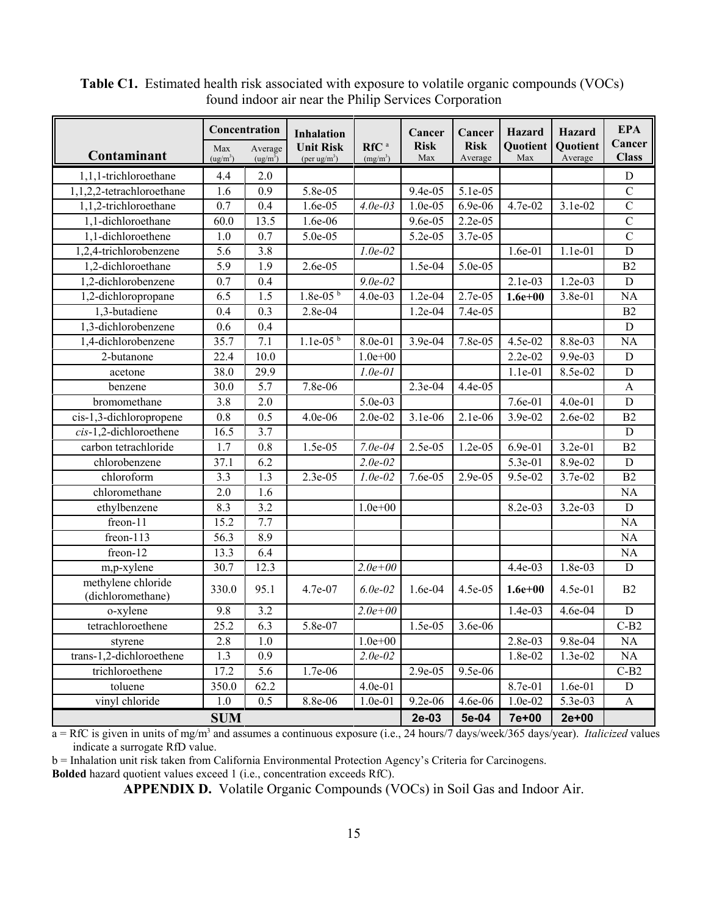**Table C1.** Estimated health risk associated with exposure to volatile organic compounds (VOCs) found indoor air near the Philip Services Corporation

| Contaminant | Concentration Max (ug/m³) | Concentration Average (ug/m³) | Inhalation Unit Risk (per ug/m³) | RfC [a] (mg/m³) | Cancer Risk Max | Cancer Risk Average | Hazard Quotient Max | Hazard Quotient Average | EPA Cancer Class |
|---|---|---|---|---|---|---|---|---|---|
| 1,1,1-trichloroethane | 4.4 | 2.0 | | | | | | | D |
| 1,1,2,2-tetrachloroethane | 1.6 | 0.9 | 5.8e-05 | | 9.4e-05 | 5.1e-05 | | | C |
| 1,1,2-trichloroethane | 0.7 | 0.4 | 1.6e-05 | *4.0e-03* | 1.0e-05 | 6.9e-06 | 4.7e-02 | 3.1e-02 | C |
| 1,1-dichloroethane | 60.0 | 13.5 | 1.6e-06 | | 9.6e-05 | 2.2e-05 | | | C |
| 1,1-dichloroethene | 1.0 | 0.7 | 5.0e-05 | | 5.2e-05 | 3.7e-05 | | | C |
| 1,2,4-trichlorobenzene | 5.6 | 3.8 | | *1.0e-02* | | | 1.6e-01 | 1.1e-01 | D |
| 1,2-dichloroethane | 5.9 | 1.9 | 2.6e-05 | | 1.5e-04 | 5.0e-05 | | | B2 |
| 1,2-dichlorobenzene | 0.7 | 0.4 | | *9.0e-02* | | | 2.1e-03 | 1.2e-03 | D |
| 1,2-dichloropropane | 6.5 | 1.5 | 1.8e-05 [b] | 4.0e-03 | 1.2e-04 | 2.7e-05 | **1.6e+00** | 3.8e-01 | NA |
| 1,3-butadiene | 0.4 | 0.3 | 2.8e-04 | | 1.2e-04 | 7.4e-05 | | | B2 |
| 1,3-dichlorobenzene | 0.6 | 0.4 | | | | | | | D |
| 1,4-dichlorobenzene | 35.7 | 7.1 | 1.1e-05 [b] | 8.0e-01 | 3.9e-04 | 7.8e-05 | 4.5e-02 | 8.8e-03 | NA |
| 2-butanone | 22.4 | 10.0 | | 1.0e+00 | | | 2.2e-02 | 9.9e-03 | D |
| acetone | 38.0 | 29.9 | | *1.0e-01* | | | 1.1e-01 | 8.5e-02 | D |
| benzene | 30.0 | 5.7 | 7.8e-06 | | 2.3e-04 | 4.4e-05 | | | A |
| bromomethane | 3.8 | 2.0 | | 5.0e-03 | | | 7.6e-01 | 4.0e-01 | D |
| cis-1,3-dichloropropene | 0.8 | 0.5 | 4.0e-06 | 2.0e-02 | 3.1e-06 | 2.1e-06 | 3.9e-02 | 2.6e-02 | B2 |
| *cis*-1,2-dichloroethene | 16.5 | 3.7 | | | | | | | D |
| carbon tetrachloride | 1.7 | 0.8 | 1.5e-05 | *7.0e-04* | 2.5e-05 | 1.2e-05 | 6.9e-01 | 3.2e-01 | B2 |
| chlorobenzene | 37.1 | 6.2 | | *2.0e-02* | | | 5.3e-01 | 8.9e-02 | D |
| chloroform | 3.3 | 1.3 | 2.3e-05 | *1.0e-02* | 7.6e-05 | 2.9e-05 | 9.5e-02 | 3.7e-02 | B2 |
| chloromethane | 2.0 | 1.6 | | | | | | | NA |
| ethylbenzene | 8.3 | 3.2 | | 1.0e+00 | | | 8.2e-03 | 3.2e-03 | D |
| freon-11 | 15.2 | 7.7 | | | | | | | NA |
| freon-113 | 56.3 | 8.9 | | | | | | | NA |
| freon-12 | 13.3 | 6.4 | | | | | | | NA |
| m,p-xylene | 30.7 | 12.3 | | *2.0e+00* | | | 4.4e-03 | 1.8e-03 | D |
| methylene chloride (dichloromethane) | 330.0 | 95.1 | 4.7e-07 | *6.0e-02* | 1.6e-04 | 4.5e-05 | **1.6e+00** | 4.5e-01 | B2 |
| o-xylene | 9.8 | 3.2 | | *2.0e+00* | | | 1.4e-03 | 4.6e-04 | D |
| tetrachloroethene | 25.2 | 6.3 | 5.8e-07 | | 1.5e-05 | 3.6e-06 | | | C-B2 |
| styrene | 2.8 | 1.0 | | 1.0e+00 | | | 2.8e-03 | 9.8e-04 | NA |
| trans-1,2-dichloroethene | 1.3 | 0.9 | | *2.0e-02* | | | 1.8e-02 | 1.3e-02 | NA |
| trichloroethene | 17.2 | 5.6 | 1.7e-06 | | 2.9e-05 | 9.5e-06 | | | C-B2 |
| toluene | 350.0 | 62.2 | | 4.0e-01 | | | 8.7e-01 | 1.6e-01 | D |
| vinyl chloride | 1.0 | 0.5 | 8.8e-06 | 1.0e-01 | 9.2e-06 | 4.6e-06 | 1.0e-02 | 5.3e-03 | A |
| **SUM** | | | | | **2e-03** | **5e-04** | **7e+00** | **2e+00** | |

a = RfC is given in units of mg/m³ and assumes a continuous exposure (i.e., 24 hours/7 days/week/365 days/year). *Italicized* values indicate a surrogate RfD value.

b = Inhalation unit risk taken from California Environmental Protection Agency's Criteria for Carcinogens.

**Bolded** hazard quotient values exceed 1 (i.e., concentration exceeds RfC).

**APPENDIX D.** Volatile Organic Compounds (VOCs) in Soil Gas and Indoor Air.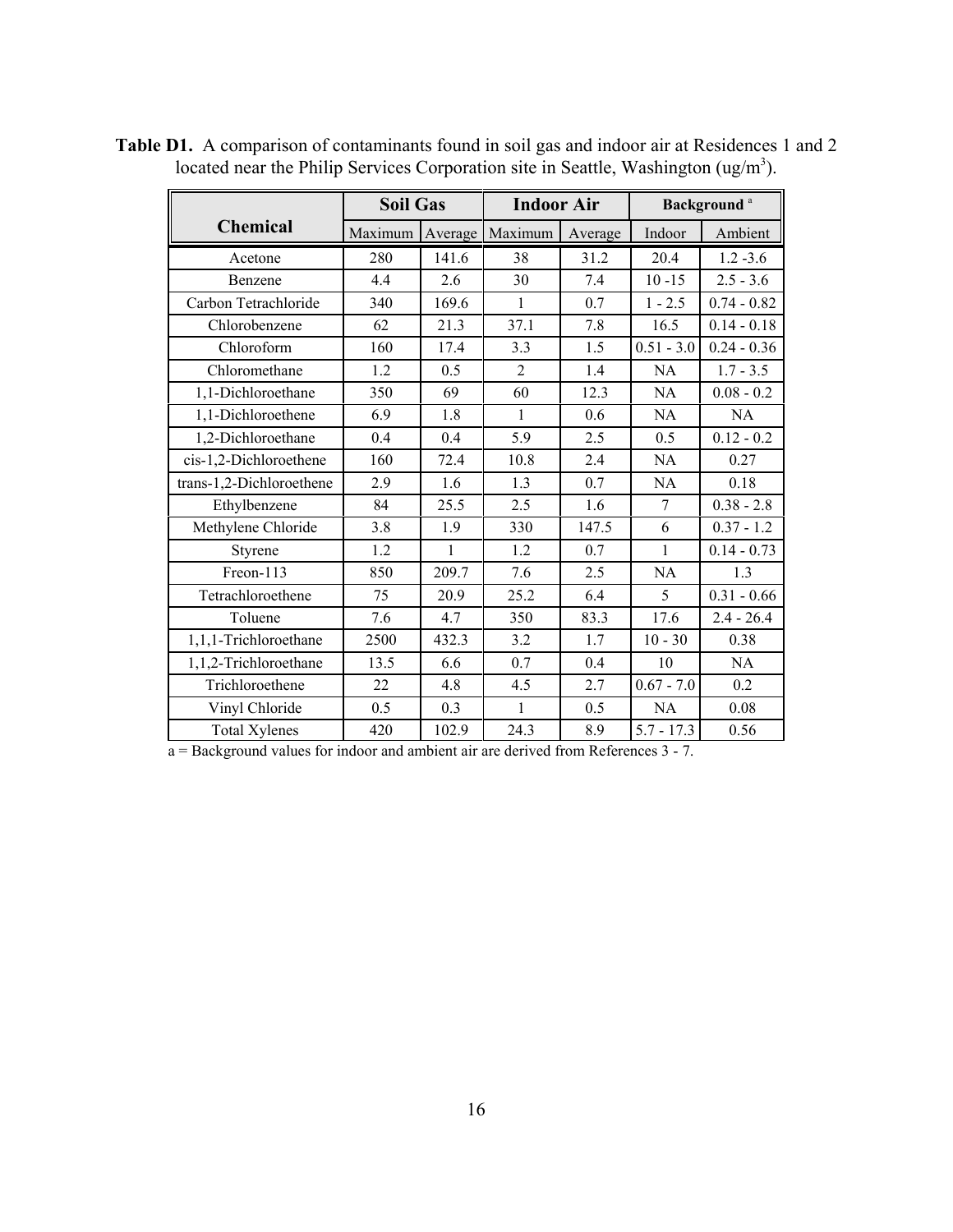**Table D1.** A comparison of contaminants found in soil gas and indoor air at Residences 1 and 2 located near the Philip Services Corporation site in Seattle, Washington (ug/m$^3$).

| Chemical | Soil Gas | | Indoor Air | | Background [a] | |
|---|---|---|---|---|---|---|
| | Maximum | Average | Maximum | Average | Indoor | Ambient |
| Acetone | 280 | 141.6 | 38 | 31.2 | 20.4 | 1.2 -3.6 |
| Benzene | 4.4 | 2.6 | 30 | 7.4 | 10 -15 | 2.5 - 3.6 |
| Carbon Tetrachloride | 340 | 169.6 | 1 | 0.7 | 1 - 2.5 | 0.74 - 0.82 |
| Chlorobenzene | 62 | 21.3 | 37.1 | 7.8 | 16.5 | 0.14 - 0.18 |
| Chloroform | 160 | 17.4 | 3.3 | 1.5 | 0.51 - 3.0 | 0.24 - 0.36 |
| Chloromethane | 1.2 | 0.5 | 2 | 1.4 | NA | 1.7 - 3.5 |
| 1,1-Dichloroethane | 350 | 69 | 60 | 12.3 | NA | 0.08 - 0.2 |
| 1,1-Dichloroethene | 6.9 | 1.8 | 1 | 0.6 | NA | NA |
| 1,2-Dichloroethane | 0.4 | 0.4 | 5.9 | 2.5 | 0.5 | 0.12 - 0.2 |
| cis-1,2-Dichloroethene | 160 | 72.4 | 10.8 | 2.4 | NA | 0.27 |
| trans-1,2-Dichloroethene | 2.9 | 1.6 | 1.3 | 0.7 | NA | 0.18 |
| Ethylbenzene | 84 | 25.5 | 2.5 | 1.6 | 7 | 0.38 - 2.8 |
| Methylene Chloride | 3.8 | 1.9 | 330 | 147.5 | 6 | 0.37 - 1.2 |
| Styrene | 1.2 | 1 | 1.2 | 0.7 | 1 | 0.14 - 0.73 |
| Freon-113 | 850 | 209.7 | 7.6 | 2.5 | NA | 1.3 |
| Tetrachloroethene | 75 | 20.9 | 25.2 | 6.4 | 5 | 0.31 - 0.66 |
| Toluene | 7.6 | 4.7 | 350 | 83.3 | 17.6 | 2.4 - 26.4 |
| 1,1,1-Trichloroethane | 2500 | 432.3 | 3.2 | 1.7 | 10 - 30 | 0.38 |
| 1,1,2-Trichloroethane | 13.5 | 6.6 | 0.7 | 0.4 | 10 | NA |
| Trichloroethene | 22 | 4.8 | 4.5 | 2.7 | 0.67 - 7.0 | 0.2 |
| Vinyl Chloride | 0.5 | 0.3 | 1 | 0.5 | NA | 0.08 |
| Total Xylenes | 420 | 102.9 | 24.3 | 8.9 | 5.7 - 17.3 | 0.56 |

a = Background values for indoor and ambient air are derived from References 3 - 7.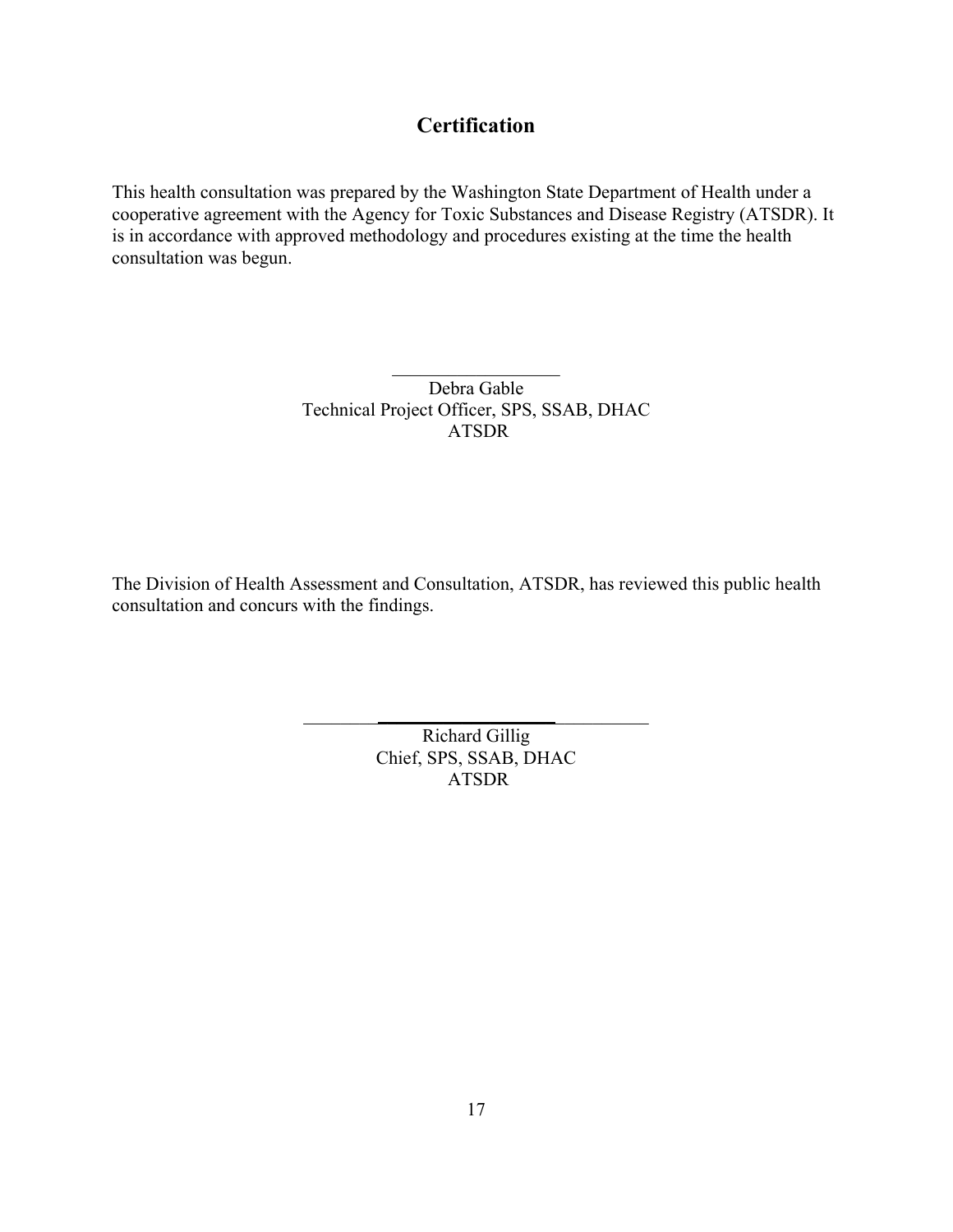## Certification

This health consultation was prepared by the Washington State Department of Health under a cooperative agreement with the Agency for Toxic Substances and Disease Registry (ATSDR). It is in accordance with approved methodology and procedures existing at the time the health consultation was begun.

Debra Gable
Technical Project Officer, SPS, SSAB, DHAC
ATSDR

The Division of Health Assessment and Consultation, ATSDR, has reviewed this public health consultation and concurs with the findings.

Richard Gillig
Chief, SPS, SSAB, DHAC
ATSDR